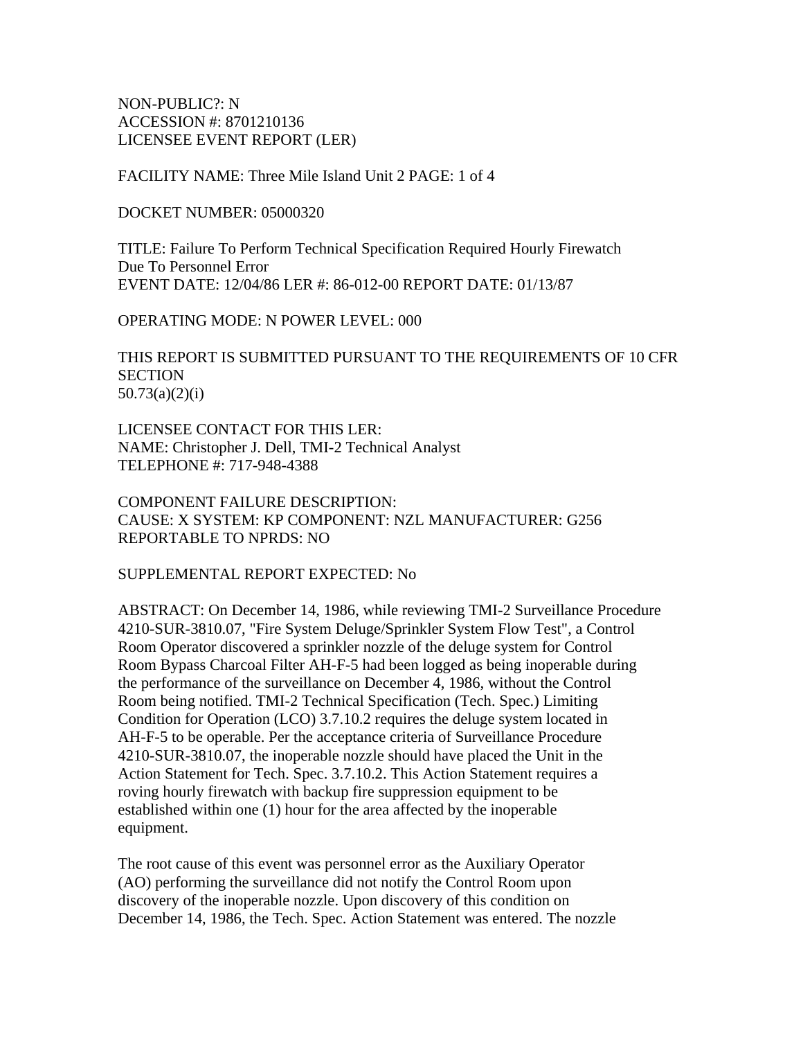NON-PUBLIC?: N
ACCESSION #: 8701210136
LICENSEE EVENT REPORT (LER)

FACILITY NAME: Three Mile Island Unit 2 PAGE: 1 of 4

DOCKET NUMBER: 05000320

TITLE: Failure To Perform Technical Specification Required Hourly Firewatch Due To Personnel Error
EVENT DATE: 12/04/86 LER #: 86-012-00 REPORT DATE: 01/13/87

OPERATING MODE: N POWER LEVEL: 000

THIS REPORT IS SUBMITTED PURSUANT TO THE REQUIREMENTS OF 10 CFR SECTION 50.73(a)(2)(i)

LICENSEE CONTACT FOR THIS LER:
NAME: Christopher J. Dell, TMI-2 Technical Analyst
TELEPHONE #: 717-948-4388

COMPONENT FAILURE DESCRIPTION:
CAUSE: X SYSTEM: KP COMPONENT: NZL MANUFACTURER: G256
REPORTABLE TO NPRDS: NO

SUPPLEMENTAL REPORT EXPECTED: No

ABSTRACT: On December 14, 1986, while reviewing TMI-2 Surveillance Procedure 4210-SUR-3810.07, "Fire System Deluge/Sprinkler System Flow Test", a Control Room Operator discovered a sprinkler nozzle of the deluge system for Control Room Bypass Charcoal Filter AH-F-5 had been logged as being inoperable during the performance of the surveillance on December 4, 1986, without the Control Room being notified. TMI-2 Technical Specification (Tech. Spec.) Limiting Condition for Operation (LCO) 3.7.10.2 requires the deluge system located in AH-F-5 to be operable. Per the acceptance criteria of Surveillance Procedure 4210-SUR-3810.07, the inoperable nozzle should have placed the Unit in the Action Statement for Tech. Spec. 3.7.10.2. This Action Statement requires a roving hourly firewatch with backup fire suppression equipment to be established within one (1) hour for the area affected by the inoperable equipment.

The root cause of this event was personnel error as the Auxiliary Operator (AO) performing the surveillance did not notify the Control Room upon discovery of the inoperable nozzle. Upon discovery of this condition on December 14, 1986, the Tech. Spec. Action Statement was entered. The nozzle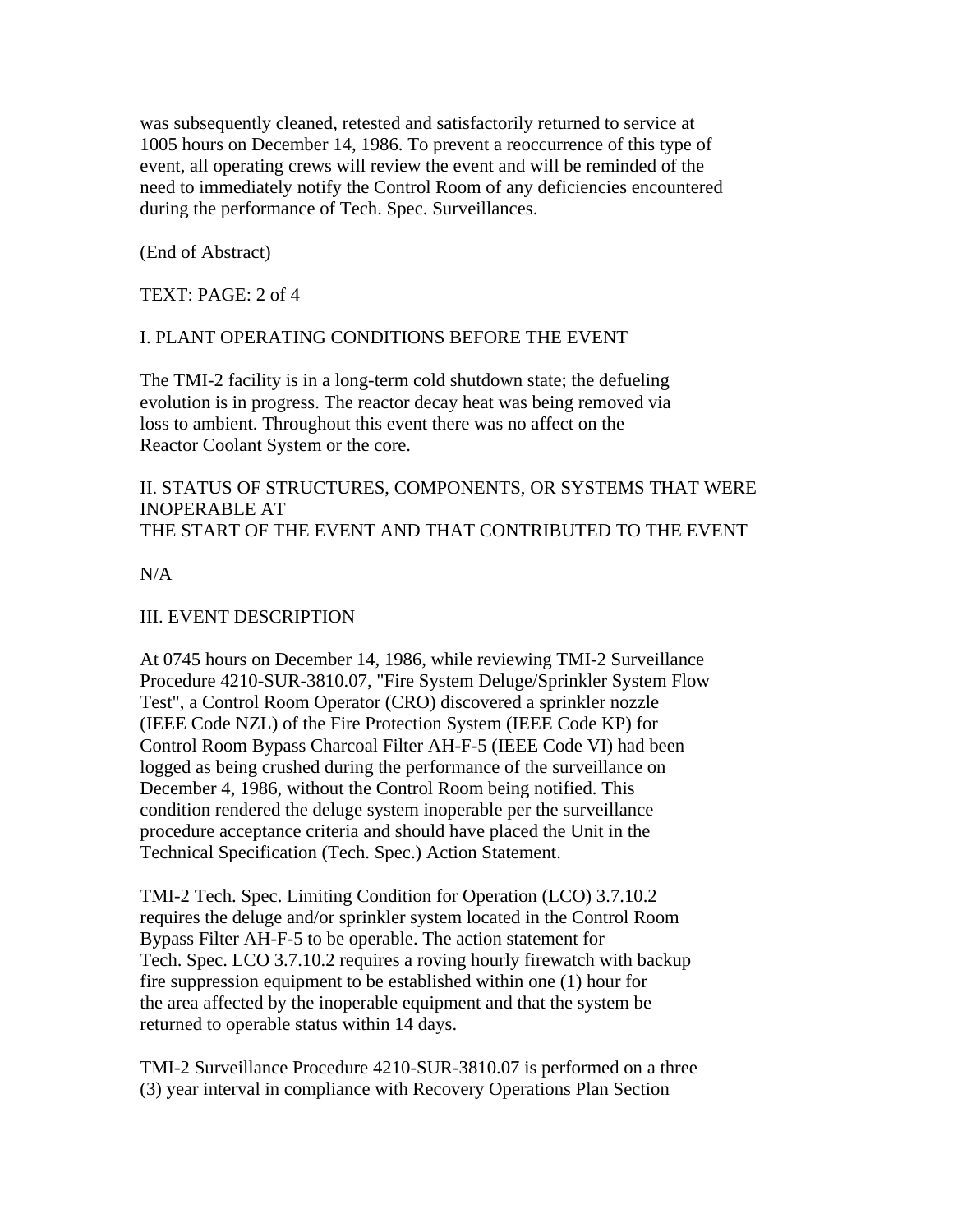was subsequently cleaned, retested and satisfactorily returned to service at 1005 hours on December 14, 1986. To prevent a reoccurrence of this type of event, all operating crews will review the event and will be reminded of the need to immediately notify the Control Room of any deficiencies encountered during the performance of Tech. Spec. Surveillances.

(End of Abstract)

TEXT: PAGE: 2 of 4

I. PLANT OPERATING CONDITIONS BEFORE THE EVENT

The TMI-2 facility is in a long-term cold shutdown state; the defueling evolution is in progress. The reactor decay heat was being removed via loss to ambient. Throughout this event there was no affect on the Reactor Coolant System or the core.

II. STATUS OF STRUCTURES, COMPONENTS, OR SYSTEMS THAT WERE INOPERABLE AT
THE START OF THE EVENT AND THAT CONTRIBUTED TO THE EVENT

N/A

III. EVENT DESCRIPTION

At 0745 hours on December 14, 1986, while reviewing TMI-2 Surveillance Procedure 4210-SUR-3810.07, "Fire System Deluge/Sprinkler System Flow Test", a Control Room Operator (CRO) discovered a sprinkler nozzle (IEEE Code NZL) of the Fire Protection System (IEEE Code KP) for Control Room Bypass Charcoal Filter AH-F-5 (IEEE Code VI) had been logged as being crushed during the performance of the surveillance on December 4, 1986, without the Control Room being notified. This condition rendered the deluge system inoperable per the surveillance procedure acceptance criteria and should have placed the Unit in the Technical Specification (Tech. Spec.) Action Statement.

TMI-2 Tech. Spec. Limiting Condition for Operation (LCO) 3.7.10.2 requires the deluge and/or sprinkler system located in the Control Room Bypass Filter AH-F-5 to be operable. The action statement for Tech. Spec. LCO 3.7.10.2 requires a roving hourly firewatch with backup fire suppression equipment to be established within one (1) hour for the area affected by the inoperable equipment and that the system be returned to operable status within 14 days.

TMI-2 Surveillance Procedure 4210-SUR-3810.07 is performed on a three (3) year interval in compliance with Recovery Operations Plan Section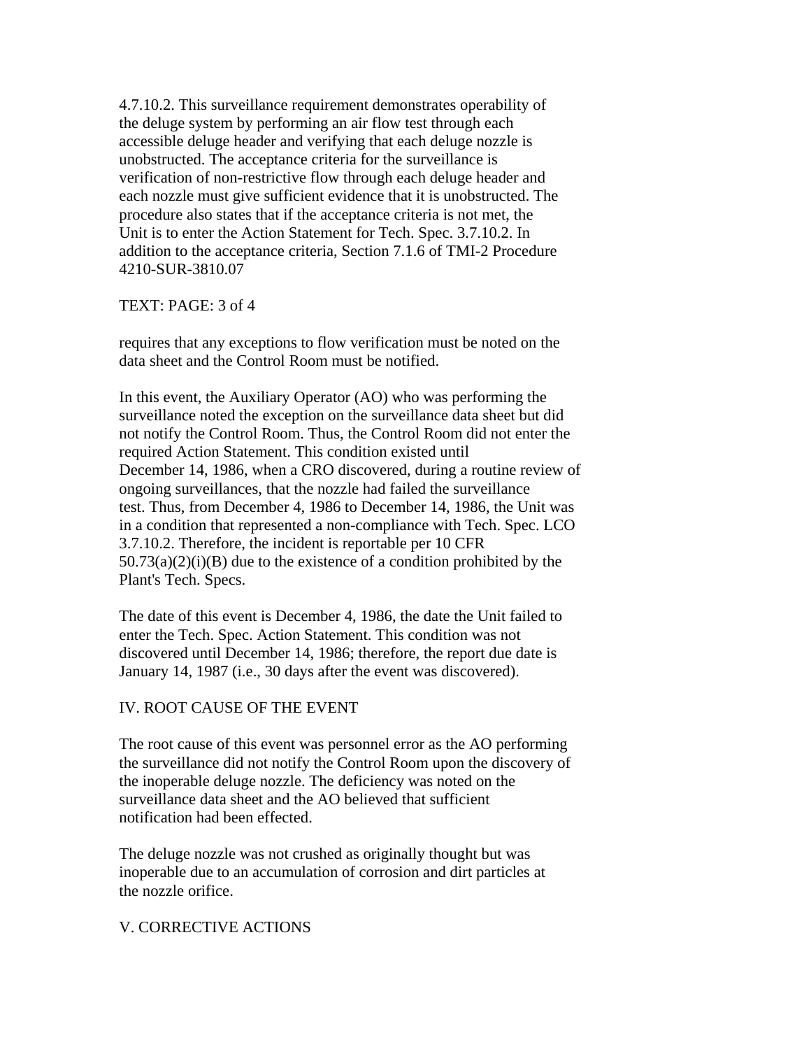4.7.10.2. This surveillance requirement demonstrates operability of the deluge system by performing an air flow test through each accessible deluge header and verifying that each deluge nozzle is unobstructed. The acceptance criteria for the surveillance is verification of non-restrictive flow through each deluge header and each nozzle must give sufficient evidence that it is unobstructed. The procedure also states that if the acceptance criteria is not met, the Unit is to enter the Action Statement for Tech. Spec. 3.7.10.2. In addition to the acceptance criteria, Section 7.1.6 of TMI-2 Procedure 4210-SUR-3810.07

TEXT: PAGE: 3 of 4

requires that any exceptions to flow verification must be noted on the data sheet and the Control Room must be notified.

In this event, the Auxiliary Operator (AO) who was performing the surveillance noted the exception on the surveillance data sheet but did not notify the Control Room. Thus, the Control Room did not enter the required Action Statement. This condition existed until December 14, 1986, when a CRO discovered, during a routine review of ongoing surveillances, that the nozzle had failed the surveillance test. Thus, from December 4, 1986 to December 14, 1986, the Unit was in a condition that represented a non-compliance with Tech. Spec. LCO 3.7.10.2. Therefore, the incident is reportable per 10 CFR 50.73(a)(2)(i)(B) due to the existence of a condition prohibited by the Plant's Tech. Specs.

The date of this event is December 4, 1986, the date the Unit failed to enter the Tech. Spec. Action Statement. This condition was not discovered until December 14, 1986; therefore, the report due date is January 14, 1987 (i.e., 30 days after the event was discovered).

## IV. ROOT CAUSE OF THE EVENT

The root cause of this event was personnel error as the AO performing the surveillance did not notify the Control Room upon the discovery of the inoperable deluge nozzle. The deficiency was noted on the surveillance data sheet and the AO believed that sufficient notification had been effected.

The deluge nozzle was not crushed as originally thought but was inoperable due to an accumulation of corrosion and dirt particles at the nozzle orifice.

## V. CORRECTIVE ACTIONS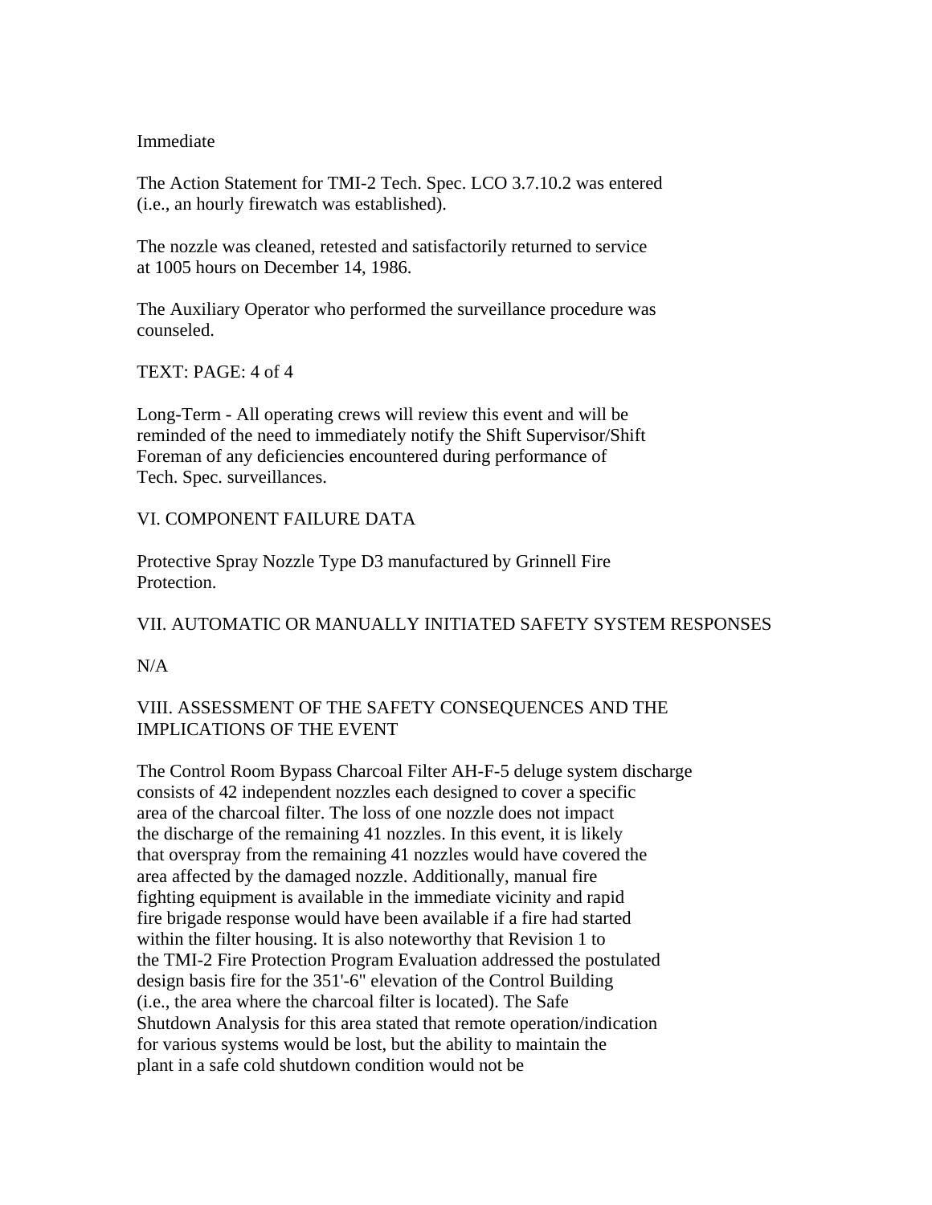Immediate

The Action Statement for TMI-2 Tech. Spec. LCO 3.7.10.2 was entered (i.e., an hourly firewatch was established).

The nozzle was cleaned, retested and satisfactorily returned to service at 1005 hours on December 14, 1986.

The Auxiliary Operator who performed the surveillance procedure was counseled.

TEXT: PAGE: 4 of 4

Long-Term - All operating crews will review this event and will be reminded of the need to immediately notify the Shift Supervisor/Shift Foreman of any deficiencies encountered during performance of Tech. Spec. surveillances.

VI. COMPONENT FAILURE DATA

Protective Spray Nozzle Type D3 manufactured by Grinnell Fire Protection.

VII. AUTOMATIC OR MANUALLY INITIATED SAFETY SYSTEM RESPONSES

N/A

VIII. ASSESSMENT OF THE SAFETY CONSEQUENCES AND THE IMPLICATIONS OF THE EVENT

The Control Room Bypass Charcoal Filter AH-F-5 deluge system discharge consists of 42 independent nozzles each designed to cover a specific area of the charcoal filter. The loss of one nozzle does not impact the discharge of the remaining 41 nozzles. In this event, it is likely that overspray from the remaining 41 nozzles would have covered the area affected by the damaged nozzle. Additionally, manual fire fighting equipment is available in the immediate vicinity and rapid fire brigade response would have been available if a fire had started within the filter housing. It is also noteworthy that Revision 1 to the TMI-2 Fire Protection Program Evaluation addressed the postulated design basis fire for the 351'-6" elevation of the Control Building (i.e., the area where the charcoal filter is located). The Safe Shutdown Analysis for this area stated that remote operation/indication for various systems would be lost, but the ability to maintain the plant in a safe cold shutdown condition would not be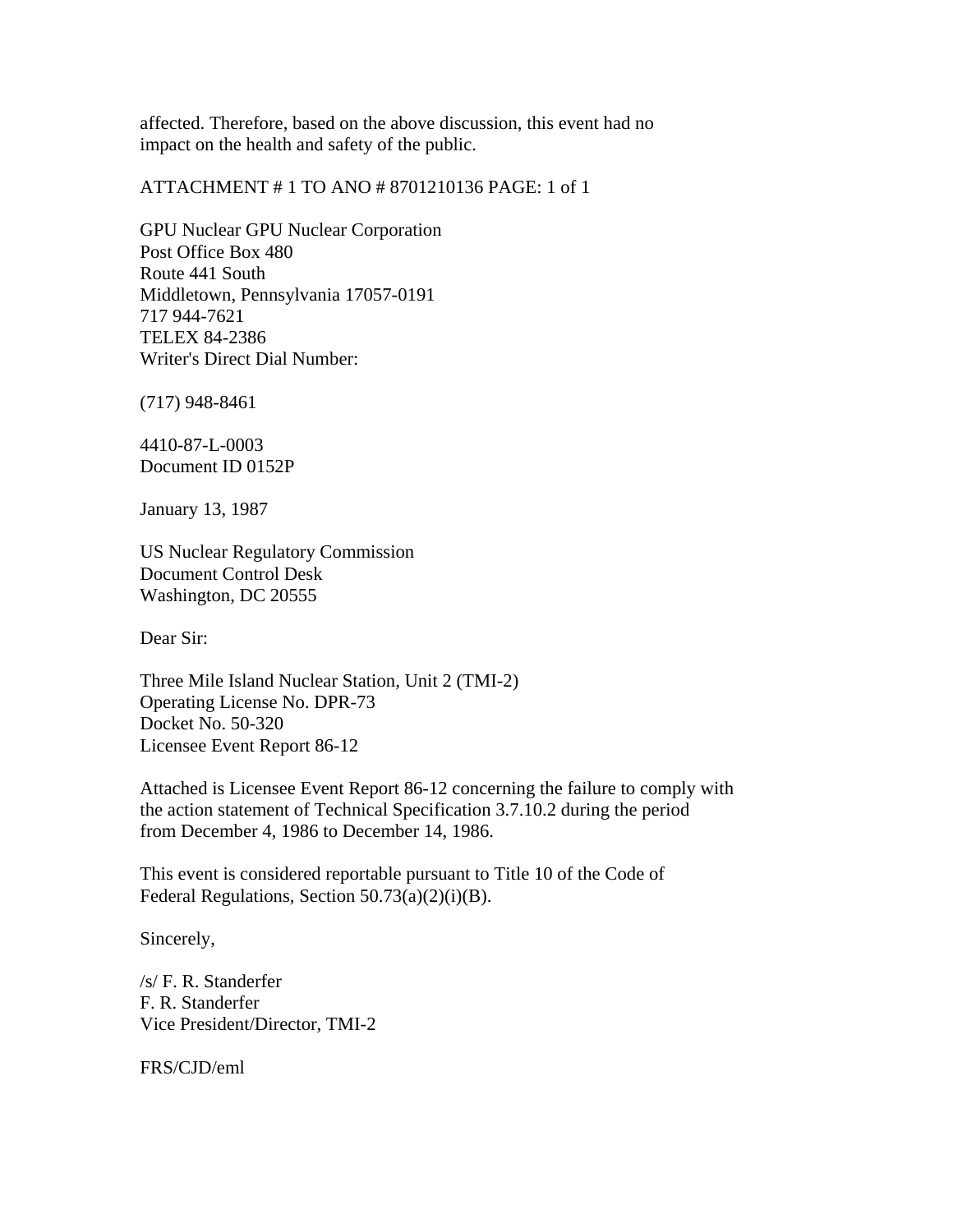affected. Therefore, based on the above discussion, this event had no impact on the health and safety of the public.

ATTACHMENT # 1 TO ANO # 8701210136 PAGE: 1 of 1

GPU Nuclear GPU Nuclear Corporation
Post Office Box 480
Route 441 South
Middletown, Pennsylvania 17057-0191
717 944-7621
TELEX 84-2386
Writer's Direct Dial Number:

(717) 948-8461

4410-87-L-0003
Document ID 0152P

January 13, 1987

US Nuclear Regulatory Commission
Document Control Desk
Washington, DC 20555

Dear Sir:

Three Mile Island Nuclear Station, Unit 2 (TMI-2)
Operating License No. DPR-73
Docket No. 50-320
Licensee Event Report 86-12

Attached is Licensee Event Report 86-12 concerning the failure to comply with the action statement of Technical Specification 3.7.10.2 during the period from December 4, 1986 to December 14, 1986.

This event is considered reportable pursuant to Title 10 of the Code of Federal Regulations, Section 50.73(a)(2)(i)(B).

Sincerely,

/s/ F. R. Standerfer
F. R. Standerfer
Vice President/Director, TMI-2

FRS/CJD/eml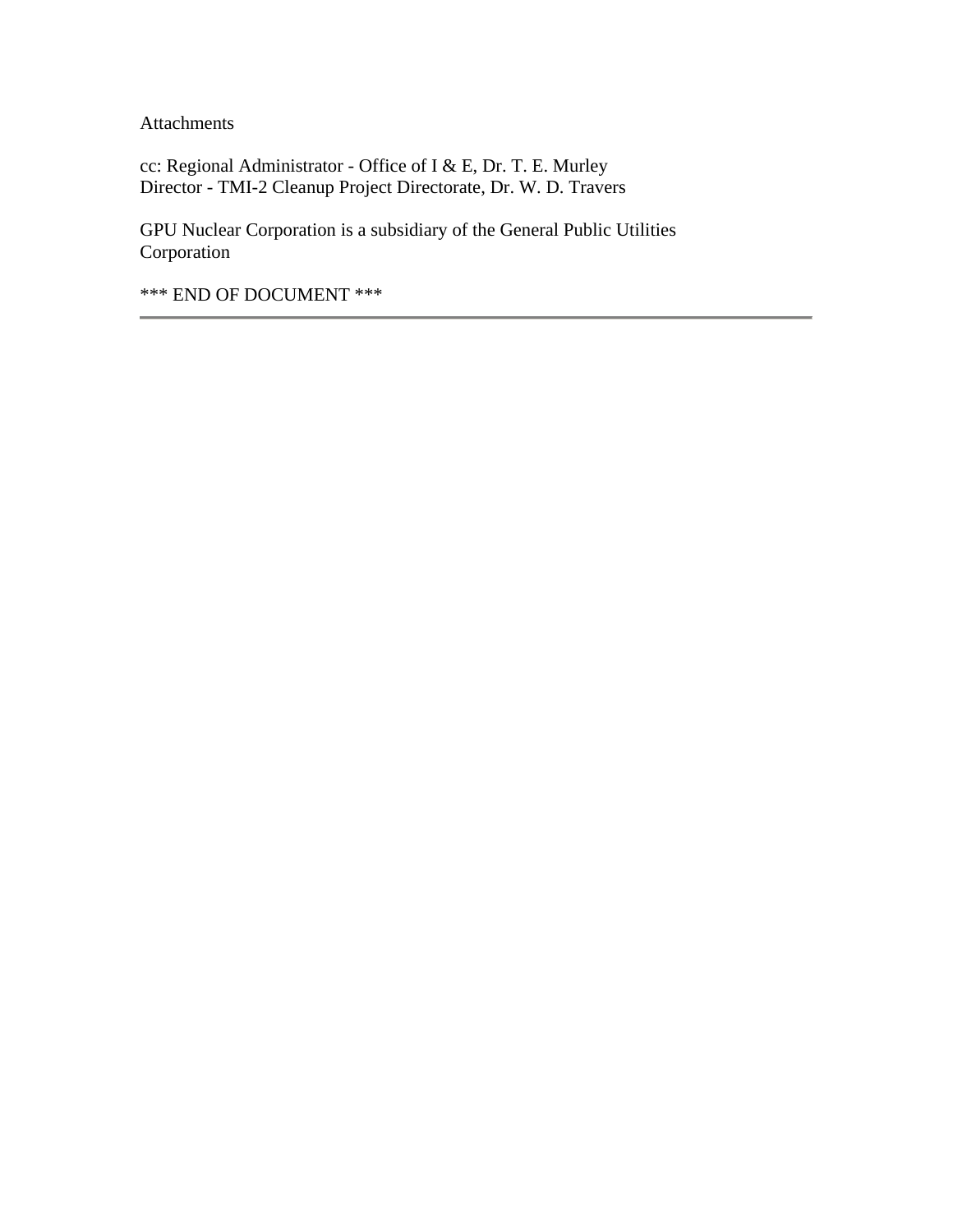Attachments

cc: Regional Administrator - Office of I & E, Dr. T. E. Murley
Director - TMI-2 Cleanup Project Directorate, Dr. W. D. Travers

GPU Nuclear Corporation is a subsidiary of the General Public Utilities Corporation

*** END OF DOCUMENT ***

---